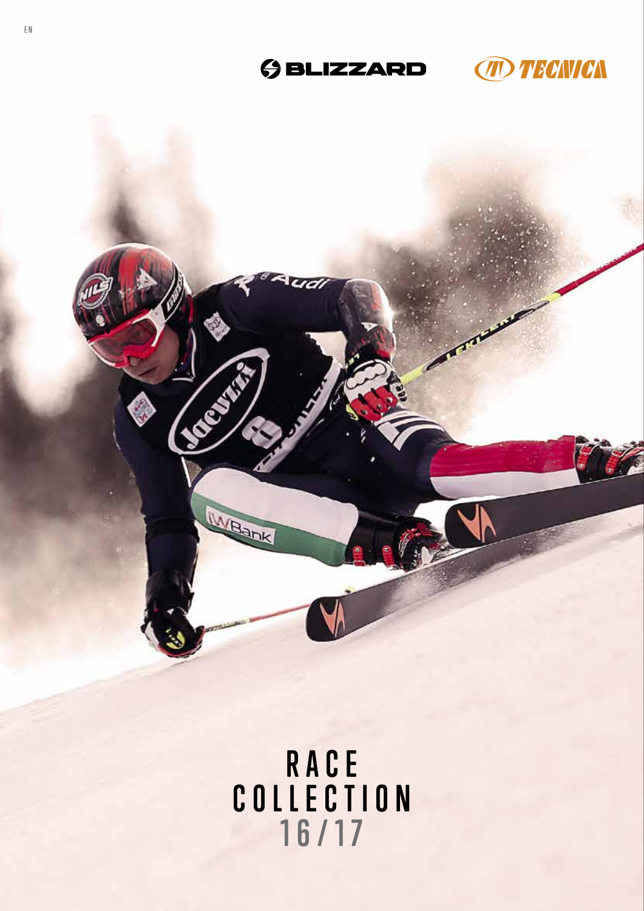EN

BLIZZARD

TECNICA

# RACE COLLECTION 16/17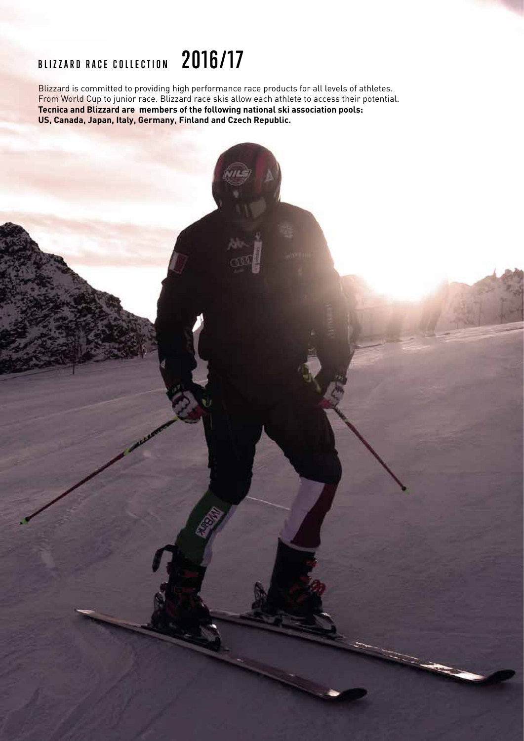# BLIZZARD RACE COLLECTION 2016/17

Blizzard is committed to providing high performance race products for all levels of athletes.
From World Cup to junior race. Blizzard race skis allow each athlete to access their potential.
**Tecnica and Blizzard are members of the following national ski association pools:**
**US, Canada, Japan, Italy, Germany, Finland and Czech Republic.**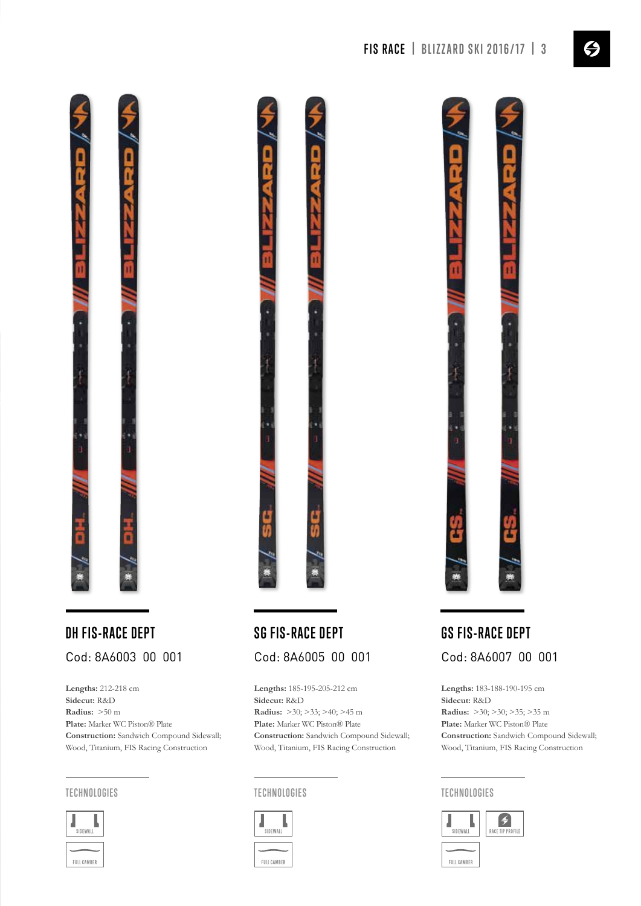## DH FIS-RACE DEPT

Cod: 8A6003 00 001

**Lengths:** 212-218 cm
**Sidecut:** R&D
**Radius:** >50 m
**Plate:** Marker WC Piston® Plate
**Construction:** Sandwich Compound Sidewall; Wood, Titanium, FIS Racing Construction

### TECHNOLOGIES

SIDEWALL
FULL CAMBER

## SG FIS-RACE DEPT

Cod: 8A6005 00 001

**Lengths:** 185-195-205-212 cm
**Sidecut:** R&D
**Radius:** >30; >33; >40; >45 m
**Plate:** Marker WC Piston® Plate
**Construction:** Sandwich Compound Sidewall; Wood, Titanium, FIS Racing Construction

### TECHNOLOGIES

SIDEWALL
FULL CAMBER

## GS FIS-RACE DEPT

Cod: 8A6007 00 001

**Lengths:** 183-188-190-195 cm
**Sidecut:** R&D
**Radius:** >30; >30; >35; >35 m
**Plate:** Marker WC Piston® Plate
**Construction:** Sandwich Compound Sidewall; Wood, Titanium, FIS Racing Construction

### TECHNOLOGIES

SIDEWALL
RACE TIP PROFILE
FULL CAMBER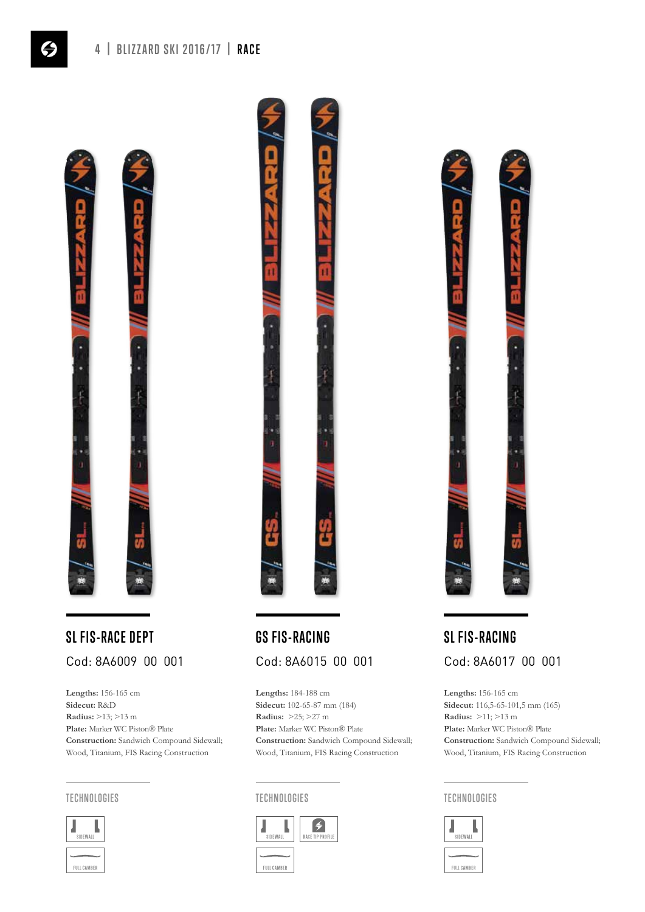## SL FIS-RACE DEPT

Cod: 8A6009 00 001

**Lengths:** 156-165 cm
**Sidecut:** R&D
**Radius:** >13; >13 m
**Plate:** Marker WC Piston® Plate
**Construction:** Sandwich Compound Sidewall; Wood, Titanium, FIS Racing Construction

### TECHNOLOGIES

SIDEWALL
FULL CAMBER

## GS FIS-RACING

Cod: 8A6015 00 001

**Lengths:** 184-188 cm
**Sidecut:** 102-65-87 mm (184)
**Radius:** >25; >27 m
**Plate:** Marker WC Piston® Plate
**Construction:** Sandwich Compound Sidewall; Wood, Titanium, FIS Racing Construction

### TECHNOLOGIES

SIDEWALL
RACE TIP PROFILE
FULL CAMBER

## SL FIS-RACING

Cod: 8A6017 00 001

**Lengths:** 156-165 cm
**Sidecut:** 116,5-65-101,5 mm (165)
**Radius:** >11; >13 m
**Plate:** Marker WC Piston® Plate
**Construction:** Sandwich Compound Sidewall; Wood, Titanium, FIS Racing Construction

### TECHNOLOGIES

SIDEWALL
FULL CAMBER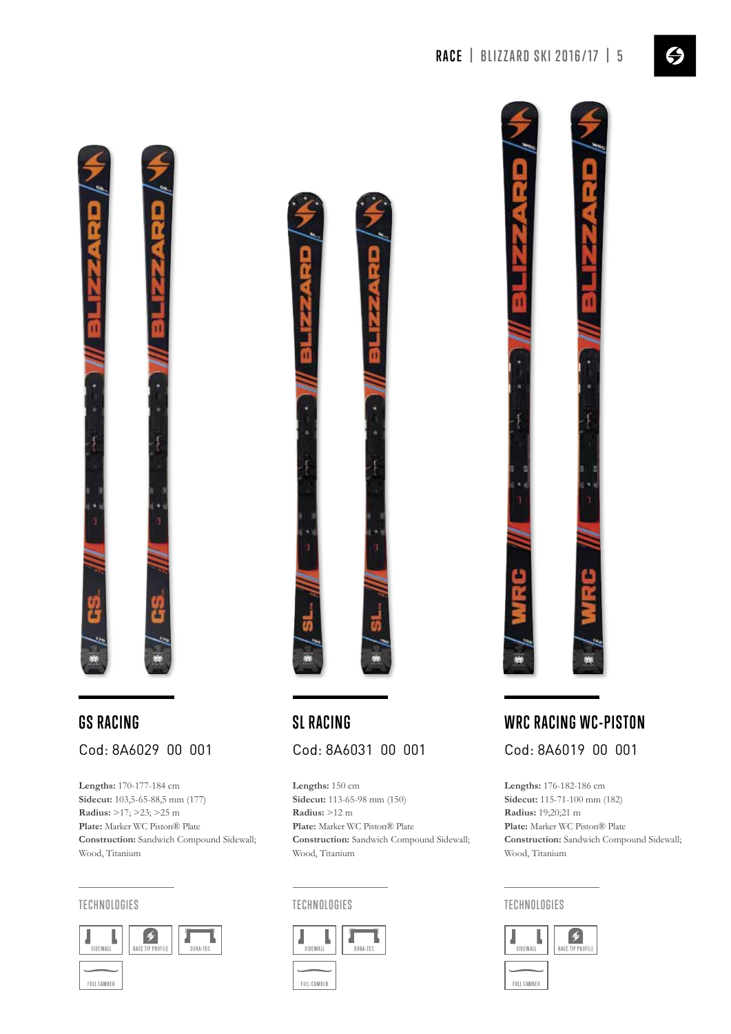## GS RACING

Cod: 8A6029 00 001

**Lengths:** 170-177-184 cm
**Sidecut:** 103,5-65-88,5 mm (177)
**Radius:** >17; >23; >25 m
**Plate:** Marker WC Piston® Plate
**Construction:** Sandwich Compound Sidewall; Wood, Titanium

### TECHNOLOGIES

SIDEWALL · RACE TIP PROFILE · DURA-TEC · FULL CAMBER

## SL RACING

Cod: 8A6031 00 001

**Lengths:** 150 cm
**Sidecut:** 113-65-98 mm (150)
**Radius:** >12 m
**Plate:** Marker WC Piston® Plate
**Construction:** Sandwich Compound Sidewall; Wood, Titanium

### TECHNOLOGIES

SIDEWALL · DURA-TEC · FULL CAMBER

## WRC RACING WC-PISTON

Cod: 8A6019 00 001

**Lengths:** 176-182-186 cm
**Sidecut:** 115-71-100 mm (182)
**Radius:** 19;20;21 m
**Plate:** Marker WC Piston® Plate
**Construction:** Sandwich Compound Sidewall; Wood, Titanium

### TECHNOLOGIES

SIDEWALL · RACE TIP PROFILE · FULL CAMBER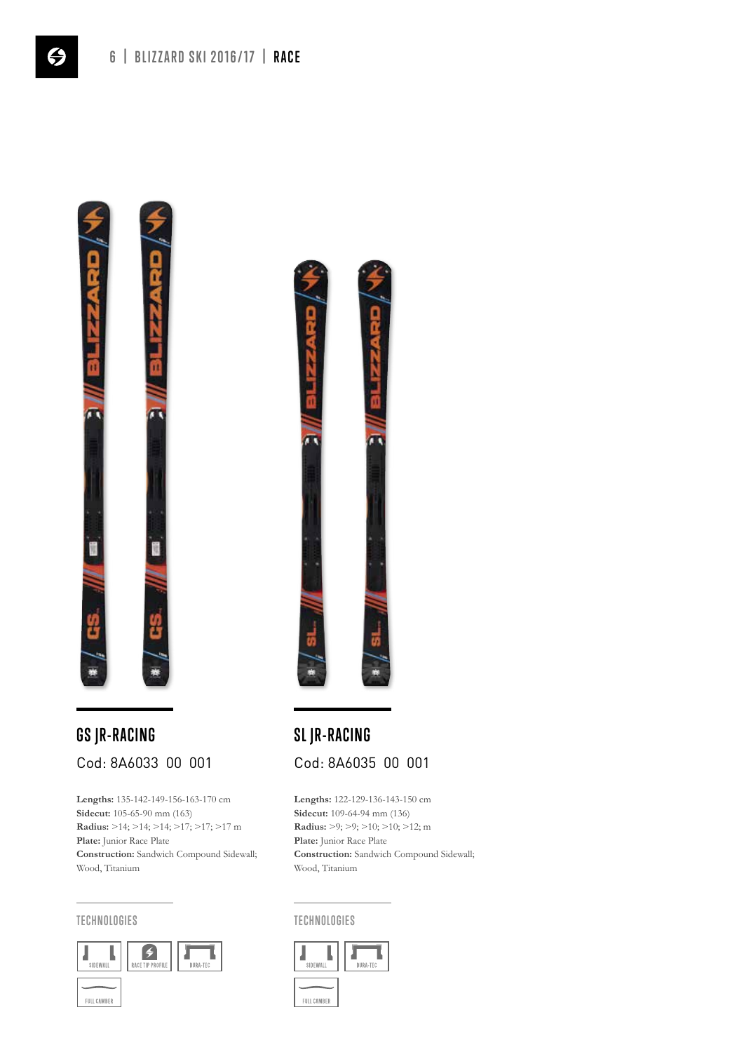## GS JR-RACING

Cod: 8A6033 00 001

**Lengths:** 135-142-149-156-163-170 cm
**Sidecut:** 105-65-90 mm (163)
**Radius:** >14; >14; >14; >17; >17; >17 m
**Plate:** Junior Race Plate
**Construction:** Sandwich Compound Sidewall; Wood, Titanium

### TECHNOLOGIES

SIDEWALL · RACE TIP PROFILE · DURA-TEC · FULL CAMBER

## SL JR-RACING

Cod: 8A6035 00 001

**Lengths:** 122-129-136-143-150 cm
**Sidecut:** 109-64-94 mm (136)
**Radius:** >9; >9; >10; >10; >12; m
**Plate:** Junior Race Plate
**Construction:** Sandwich Compound Sidewall; Wood, Titanium

### TECHNOLOGIES

SIDEWALL · DURA-TEC · FULL CAMBER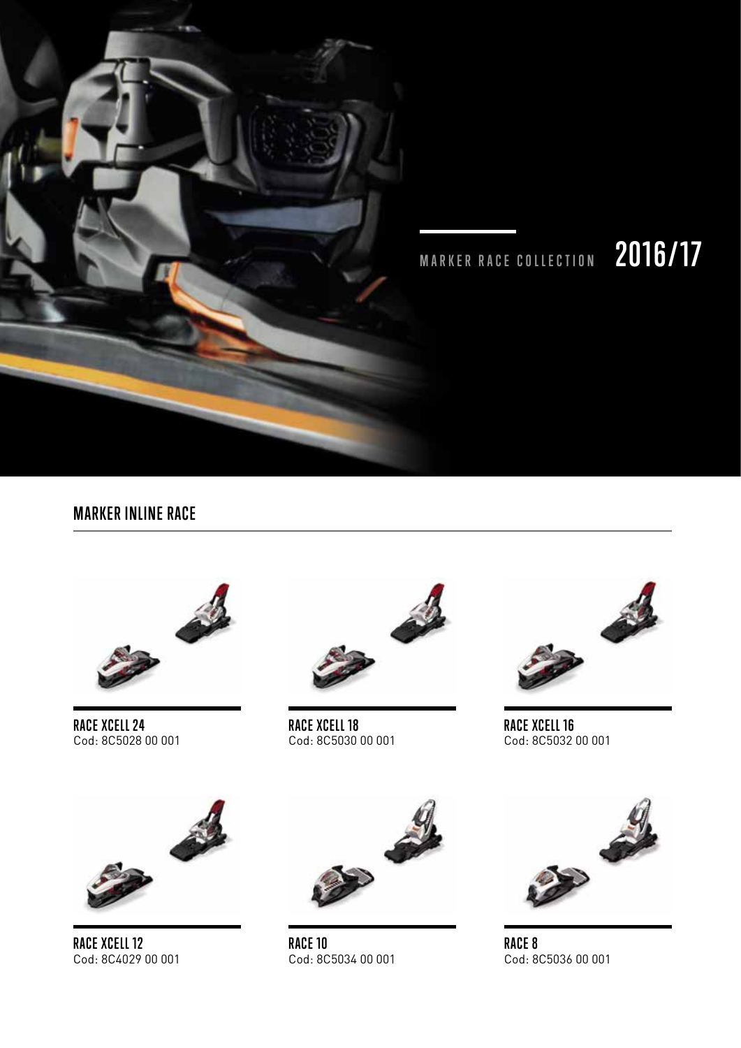MARKER RACE COLLECTION **2016/17**

## MARKER INLINE RACE

**RACE XCELL 24**
Cod: 8C5028 00 001

**RACE XCELL 18**
Cod: 8C5030 00 001

**RACE XCELL 16**
Cod: 8C5032 00 001

**RACE XCELL 12**
Cod: 8C4029 00 001

**RACE 10**
Cod: 8C5034 00 001

**RACE 8**
Cod: 8C5036 00 001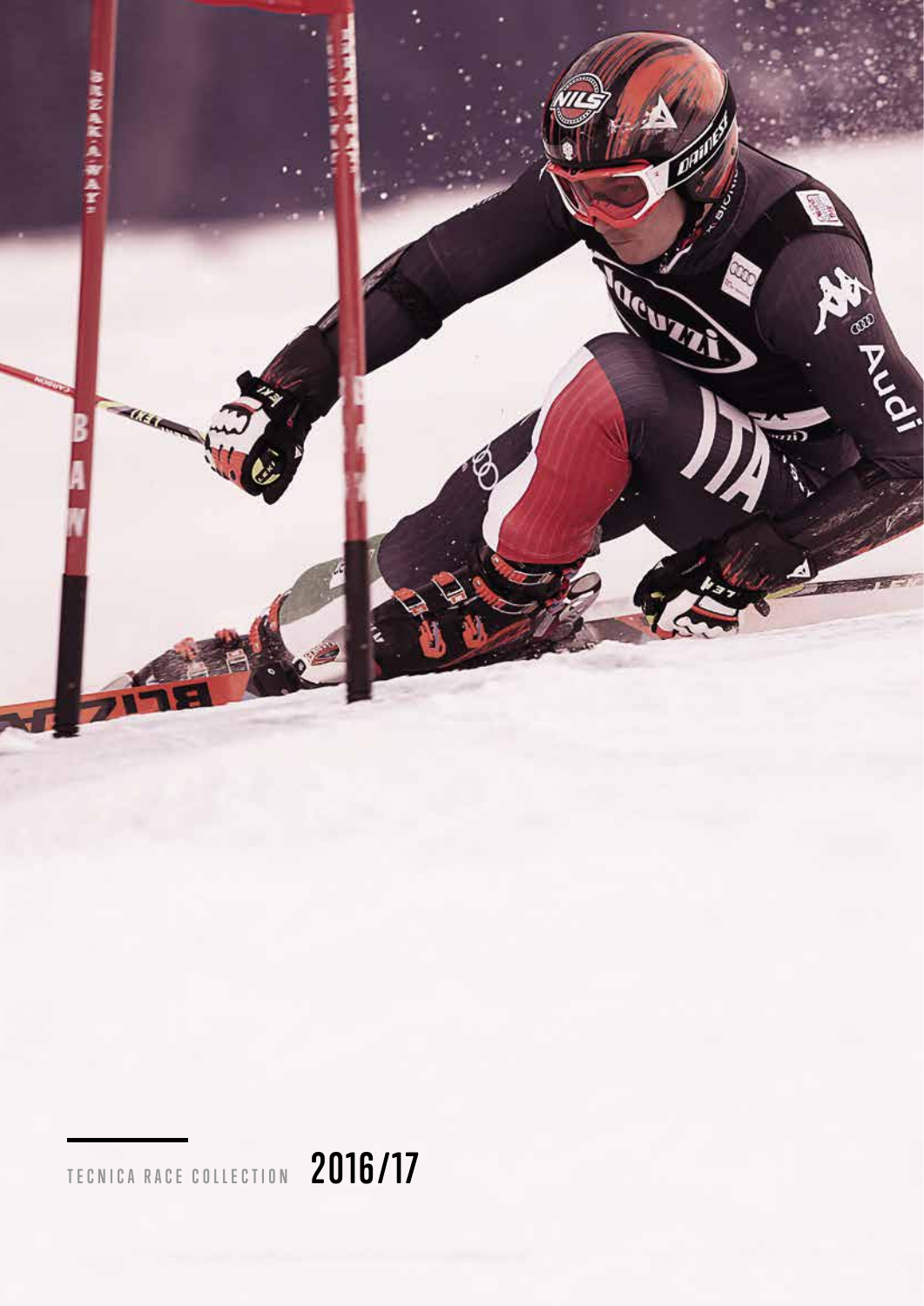TECNICA RACE COLLECTION 2016/17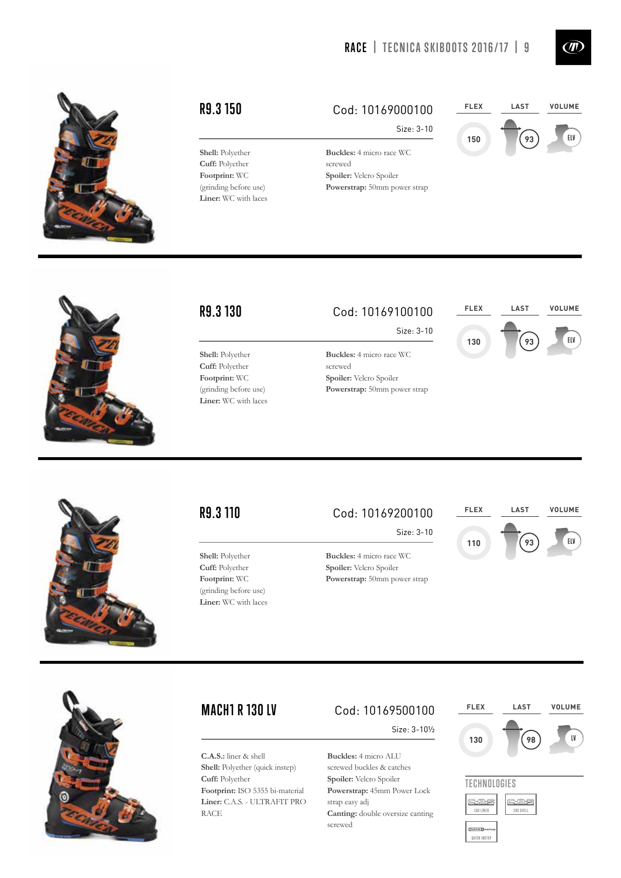## R9.3 150

Cod: 10169000100

Size: 3-10

**Shell:** Polyether
**Cuff:** Polyether
**Footprint:** WC (grinding before use)
**Liner:** WC with laces

**Buckles:** 4 micro race WC screwed
**Spoiler:** Velcro Spoiler
**Powerstrap:** 50mm power strap

| FLEX | LAST | VOLUME |
|---|---|---|
| 150 | 93 | ELV |

## R9.3 130

Cod: 10169100100

Size: 3-10

**Shell:** Polyether
**Cuff:** Polyether
**Footprint:** WC (grinding before use)
**Liner:** WC with laces

**Buckles:** 4 micro race WC screwed
**Spoiler:** Velcro Spoiler
**Powerstrap:** 50mm power strap

| FLEX | LAST | VOLUME |
|---|---|---|
| 130 | 93 | ELV |

## R9.3 110

Cod: 10169200100

Size: 3-10

**Shell:** Polyether
**Cuff:** Polyether
**Footprint:** WC (grinding before use)
**Liner:** WC with laces

**Buckles:** 4 micro race WC
**Spoiler:** Velcro Spoiler
**Powerstrap:** 50mm power strap

| FLEX | LAST | VOLUME |
|---|---|---|
| 110 | 93 | ELV |

## MACH1 R 130 LV

Cod: 10169500100

Size: 3-10½

**C.A.S.:** liner & shell
**Shell:** Polyether (quick instep)
**Cuff:** Polyether
**Footprint:** ISO 5355 bi-material
**Liner:** C.A.S. - ULTRAFIT PRO RACE

**Buckles:** 4 micro ALU screwed buckles & catches
**Spoiler:** Velcro Spoiler
**Powerstrap:** 45mm Power Lock strap easy adj
**Canting:** double oversize canting screwed

| FLEX | LAST | VOLUME |
|---|---|---|
| 130 | 98 | LV |

### TECHNOLOGIES

- CAS LINER
- CAS SHELL
- QUICK INSTEP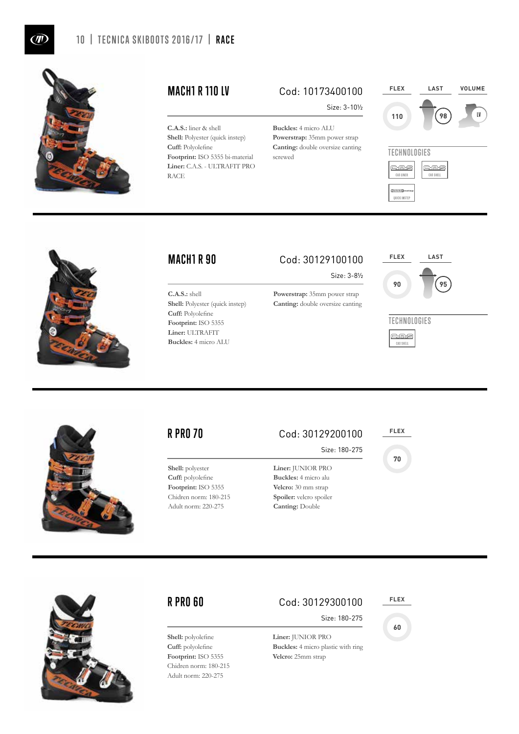## MACH1 R 110 LV

Cod: 10173400100

Size: 3-10½

**C.A.S.:** liner & shell
**Shell:** Polyester (quick instep)
**Cuff:** Polyolefine
**Footprint:** ISO 5355 bi-material
**Liner:** C.A.S. - ULTRAFIT PRO RACE
**Buckles:** 4 micro ALU
**Powerstrap:** 35mm power strap
**Canting:** double oversize canting screwed

| FLEX | LAST | VOLUME |
|---|---|---|
| 110 | 98 | LV |

TECHNOLOGIES

- CAS LINER
- CAS SHELL
- QUICK INSTEP

## MACH1 R 90

Cod: 30129100100

Size: 3-8½

**C.A.S.:** shell
**Shell:** Polyester (quick instep)
**Cuff:** Polyolefine
**Footprint:** ISO 5355
**Liner:** ULTRAFIT
**Buckles:** 4 micro ALU
**Powerstrap:** 35mm power strap
**Canting:** double oversize canting

| FLEX | LAST |
|---|---|
| 90 | 95 |

TECHNOLOGIES

- CAS SHELL

## R PRO 70

Cod: 30129200100

Size: 180-275

**Shell:** polyester
**Cuff:** polyolefine
**Footprint:** ISO 5355
Chidren norm: 180-215
Adult norm: 220-275
**Liner:** JUNIOR PRO
**Buckles:** 4 micro alu
**Velcro:** 30 mm strap
**Spoiler:** velcro spoiler
**Canting:** Double

| FLEX |
|---|
| 70 |

## R PRO 60

Cod: 30129300100

Size: 180-275

**Shell:** polyolefine
**Cuff:** polyolefine
**Footprint:** ISO 5355
Chidren norm: 180-215
Adult norm: 220-275
**Liner:** JUNIOR PRO
**Buckles:** 4 micro plastic with ring
**Velcro:** 25mm strap

| FLEX |
|---|
| 60 |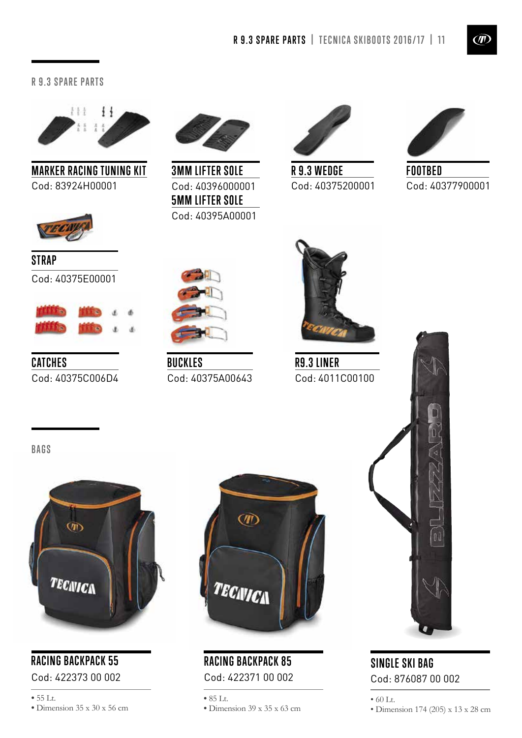## R 9.3 SPARE PARTS

### MARKER RACING TUNING KIT
Cod: 83924H00001

### 3MM LIFTER SOLE
Cod: 40396000001

### 5MM LIFTER SOLE
Cod: 40395A00001

### R 9.3 WEDGE
Cod: 40375200001

### FOOTBED
Cod: 40377900001

### STRAP
Cod: 40375E00001

### CATCHES
Cod: 40375C006D4

### BUCKLES
Cod: 40375A00643

### R9.3 LINER
Cod: 4011C00100

## BAGS

### RACING BACKPACK 55
Cod: 422373 00 002

- 55 Lt.
- Dimension 35 x 30 x 56 cm

### RACING BACKPACK 85
Cod: 422371 00 002

- 85 Lt.
- Dimension 39 x 35 x 63 cm

### SINGLE SKI BAG
Cod: 876087 00 002

- 60 Lt.
- Dimension 174 (205) x 13 x 28 cm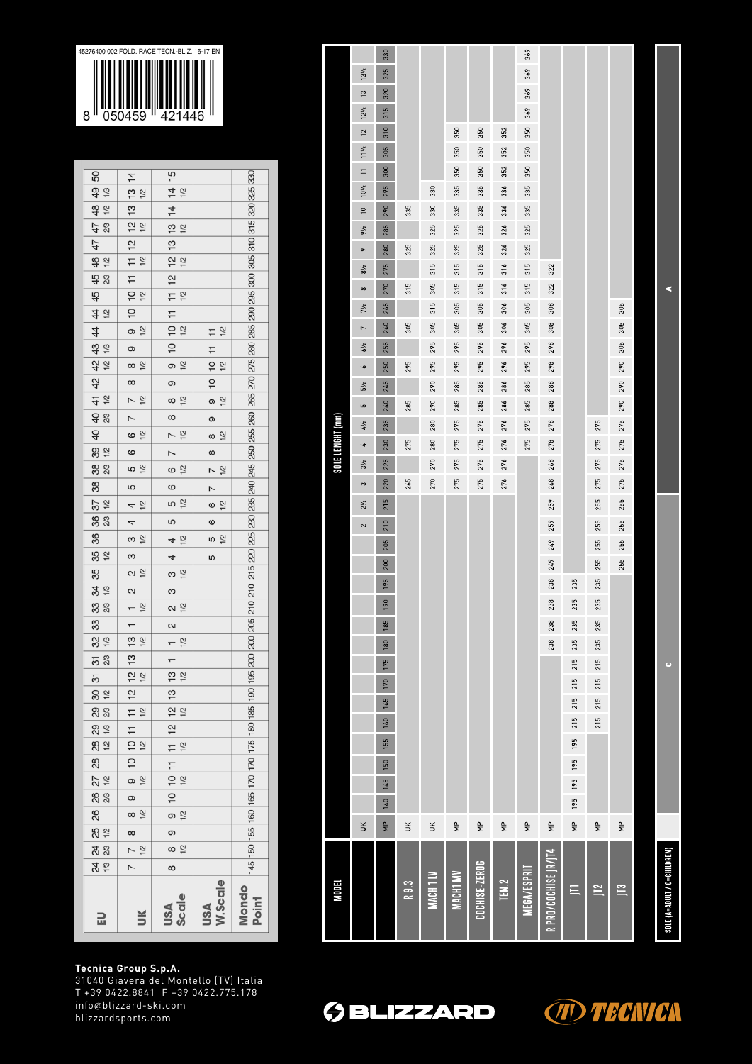45276400 002 FOLD. RACE TECN.-BLIZ. 16-17 EN

8 050459 421446

| EU | UK | USA Scale | USA W.Scale | Mondo Point |
|---|---|---|---|---|
| 24 1/2 | 7 | 8 | | 145 |
| 24 2/3 | 7 1/2 | 8 1/2 | | 150 |
| 25 1/2 | 8 | 9 | | 155 |
| 26 | 8 1/2 | 9 1/2 | | 160 |
| 26 2/3 | 9 | 10 | | 165 |
| 27 1/2 | 9 1/2 | 10 1/2 | | 170 |
| 28 | 10 | 11 | | 170 |
| 28 1/2 | 10 1/2 | 11 1/2 | | 175 |
| 29 1/3 | 11 | 12 | | 180 |
| 29 2/3 | 11 1/2 | 12 1/2 | | 185 |
| 30 1/2 | 12 | 13 | | 190 |
| 31 | 12 1/2 | 13 1/2 | | 195 |
| 31 2/3 | 13 | 1 | | 200 |
| 32 1/3 | 13 1/2 | 1 1/2 | | 200 |
| 33 | 1 | 2 | | 205 |
| 33 2/3 | 1 1/2 | 2 1/2 | | 210 |
| 34 1/3 | 2 | 3 | | 210 |
| 35 | 2 1/2 | 3 1/2 | | 215 |
| 35 1/2 | 3 | 4 | 5 | 220 |
| 36 | 3 1/2 | 4 1/2 | 5 1/2 | 225 |
| 36 2/3 | 4 | 5 | 6 | 230 |
| 37 1/2 | 4 1/2 | 5 1/2 | 6 1/2 | 235 |
| 38 | 5 | 6 | 7 | 240 |
| 38 2/3 | 5 1/2 | 6 1/2 | 7 1/2 | 245 |
| 39 1/2 | 6 | 7 | 8 | 250 |
| 40 | 6 1/2 | 7 1/2 | 8 1/2 | 255 |
| 40 2/3 | 7 | 8 | 9 | 260 |
| 41 1/2 | 7 1/2 | 8 1/2 | 9 1/2 | 265 |
| 42 | 8 | 9 | 10 | 270 |
| 42 1/2 | 8 1/2 | 9 1/2 | 10 1/2 | 275 |
| 43 1/3 | 9 | 10 | 11 | 280 |
| 44 | 9 1/2 | 10 1/2 | 11 1/2 | 285 |
| 44 1/2 | 10 | 11 | | 290 |
| 45 | 10 1/2 | 11 1/2 | | 295 |
| 45 2/3 | 11 | 12 | | 300 |
| 46 1/2 | 11 1/2 | 12 1/2 | | 305 |
| 47 | 12 | 13 | | 310 |
| 47 2/3 | 12 1/2 | 13 1/2 | | 315 |
| 48 1/2 | 13 | 14 | | 320 |
| 49 1/3 | 13 1/2 | 14 1/2 | | 325 |
| 50 | 14 | 15 | | 330 |

**Tecnica Group S.p.A.**
31040 Giavera del Montello (TV) Italia
T +39 0422.8841 F +39 0422.775.178
info@blizzard-ski.com
blizzardsports.com

| MODEL | | SOLE LENGHT (mm) | | | | | | | | | | | | | | | | | | | | | | | | | | | | | | | | | | | | |
|---|---|---|---|---|---|---|---|---|---|---|---|---|---|---|---|---|---|---|---|---|---|---|---|---|---|---|---|---|---|---|---|---|---|---|---|---|---|---|---|---|
| | UK | | | | | | | | | | | | | | | 2 | 2½ | 3 | 3½ | 4 | 4½ | 5 | 5½ | 6 | 6½ | 7 | 7½ | 8 | 8½ | 9 | 9½ | 10 | 10½ | 11 | 11½ | 12 | 12½ | 13 | 13½ | |
| | MP | 140 | 145 | 150 | 155 | 160 | 165 | 170 | 175 | 180 | 185 | 190 | 195 | 200 | 205 | 210 | 215 | 220 | 225 | 230 | 235 | 240 | 245 | 250 | 255 | 260 | 265 | 270 | 275 | 280 | 285 | 290 | 295 | 300 | 305 | 310 | 315 | 320 | 325 | 330 |
| R 9.3 | UK | | | | | | | | | | | | | | | | | 265 | | 275 | | 285 | | 295 | | 305 | | 315 | | 325 | | 335 | | | | | | | | |
| MACH 1 LV | UK | | | | | | | | | | | | | | | | | 270 | 270 | 280 | 280 | 290 | 290 | 295 | 295 | 305 | 315 | 305 | 315 | 325 | 325 | 330 | 330 | | | | | | | |
| MACH1 MV | MP | | | | | | | | | | | | | | | | | 275 | 275 | 275 | 275 | 285 | 285 | 295 | 295 | 305 | 305 | 315 | 315 | 325 | 325 | 335 | 335 | 350 | 350 | 350 | | | | |
| COCHISE-ZEROG | MP | | | | | | | | | | | | | | | | | 275 | 275 | 275 | 275 | 285 | 285 | 295 | 295 | 305 | 305 | 315 | 315 | 325 | 325 | 335 | 335 | 350 | 350 | 350 | | | | |
| TEN.2 | MP | | | | | | | | | | | | | | | | | 276 | 276 | 276 | 276 | 286 | 286 | 296 | 296 | 306 | 306 | 316 | 316 | 326 | 326 | 336 | 336 | 352 | 352 | 352 | | | | |
| MEGA/ESPRIT | MP | | | | | | | | | | | | | | | | | | | 275 | 275 | 285 | 285 | 295 | 295 | 305 | 305 | 315 | 315 | 325 | 325 | 335 | 335 | 350 | 350 | 350 | 369 | 369 | 369 | 369 |
| R PRO/COCHISE JR/JT4 | MP | | | | | | | | | 238 | 238 | 238 | 238 | 249 | 249 | 259 | 259 | 268 | 268 | 278 | 278 | 288 | 288 | 298 | 298 | 308 | 308 | 322 | 322 | | | | | | | | | | | |
| JT1 | MP | 195 | 195 | 195 | 195 | 215 | 215 | 215 | 215 | 235 | 235 | 235 | 235 | | | | | | | | | | | | | | | | | | | | | | | | | | | |
| JT2 | MP | | | | | 215 | 215 | 215 | 215 | 235 | 235 | 235 | 235 | 255 | 255 | 255 | 255 | 275 | 275 | 275 | 275 | | | | | | | | | | | | | | | | | | | |
| JT3 | MP | | | | | | | | | | | | | 255 | 255 | 255 | 255 | 275 | 275 | 275 | 275 | 290 | 290 | 290 | 305 | 305 | 305 | | | | | | | | | | | | | |
| SOLE (A=ADULT / C=CHILDREN) | | C | | | | | | | | | | | | | | | | A | | | | | | | | | | | | | | | | | | | | | | |

BLIZZARD

TECNICA